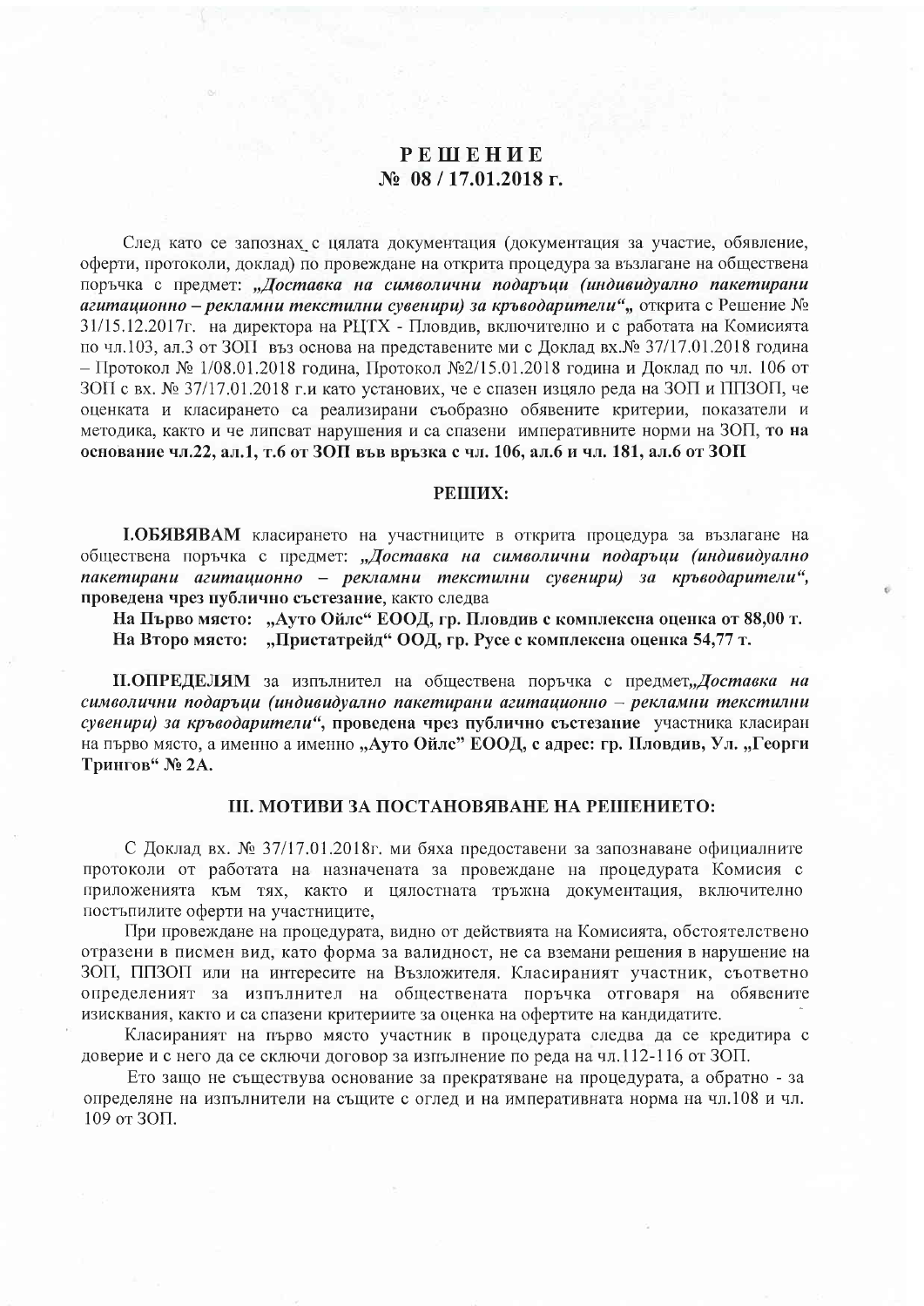# РЕШЕНИЕ
## № 08 / 17.01.2018 г.

След като се запознах с цялата документация (документация за участие, обявление, оферти, протоколи, доклад) по провеждане на открита процедура за възлагане на обществена поръчка с предмет: ***„Доставка на символични подаръци (индивидуално пакетирани агитационно – рекламни текстилни сувенири) за кръводарители“,*** открита с Решение № 31/15.12.2017г. на директора на РЦТХ - Пловдив, включително и с работата на Комисията по чл.103, ал.3 от ЗОП въз основа на представените ми с Доклад вх.№ 37/17.01.2018 година – Протокол № 1/08.01.2018 година, Протокол №2/15.01.2018 година и Доклад по чл. 106 от ЗОП с вх. № 37/17.01.2018 г.и като установих, че е спазен изцяло реда на ЗОП и ППЗОП, че оценката и класирането са реализирани съобразно обявените критерии, показатели и методика, както и че липсват нарушения и са спазени императивните норми на ЗОП, **то на основание чл.22, ал.1, т.6 от ЗОП във връзка с чл. 106, ал.6 и чл. 181, ал.6 от ЗОП**

### РЕШИХ:

**I.ОБЯВЯВАМ** класирането на участниците в открита процедура за възлагане на обществена поръчка с предмет: ***„Доставка на символични подаръци (индивидуално пакетирани агитационно – рекламни текстилни сувенири) за кръводарители“,*** **проведена чрез публично състезание**, както следва

**На Първо място: „Ауто Ойлс“ ЕООД, гр. Пловдив с комплексна оценка от 88,00 т.**
**На Второ място: „Пристатрейд“ ООД, гр. Русе с комплексна оценка 54,77 т.**

**II.ОПРЕДЕЛЯМ** за изпълнител на обществена поръчка с предмет***„Доставка на символични подаръци (индивидуално пакетирани агитационно – рекламни текстилни сувенири) за кръводарители“,*** **проведена чрез публично състезание** участника класиран на първо място, а именно а именно **„Ауто Ойлс“ ЕООД, с адрес: гр. Пловдив, Ул. „Георги Трингов“ № 2А.**

### III. МОТИВИ ЗА ПОСТАНОВЯВАНЕ НА РЕШЕНИЕТО:

С Доклад вх. № 37/17.01.2018г. ми бяха предоставени за запознаване официалните протоколи от работата на назначената за провеждане на процедурата Комисия с приложенията към тях, както и цялостната тръжна документация, включително постъпилите оферти на участниците,

При провеждане на процедурата, видно от действията на Комисията, обстоятелствено отразени в писмен вид, като форма за валидност, не са вземани решения в нарушение на ЗОП, ППЗОП или на интересите на Възложителя. Класираният участник, съответно определеният за изпълнител на обществената поръчка отговаря на обявените изисквания, както и са спазени критериите за оценка на офертите на кандидатите.

Класираният на първо място участник в процедурата следва да се кредитира с доверие и с него да се сключи договор за изпълнение по реда на чл.112-116 от ЗОП.

Ето защо не съществува основание за прекратяване на процедурата, а обратно - за определяне на изпълнители на същите с оглед и на императивната норма на чл.108 и чл. 109 от ЗОП.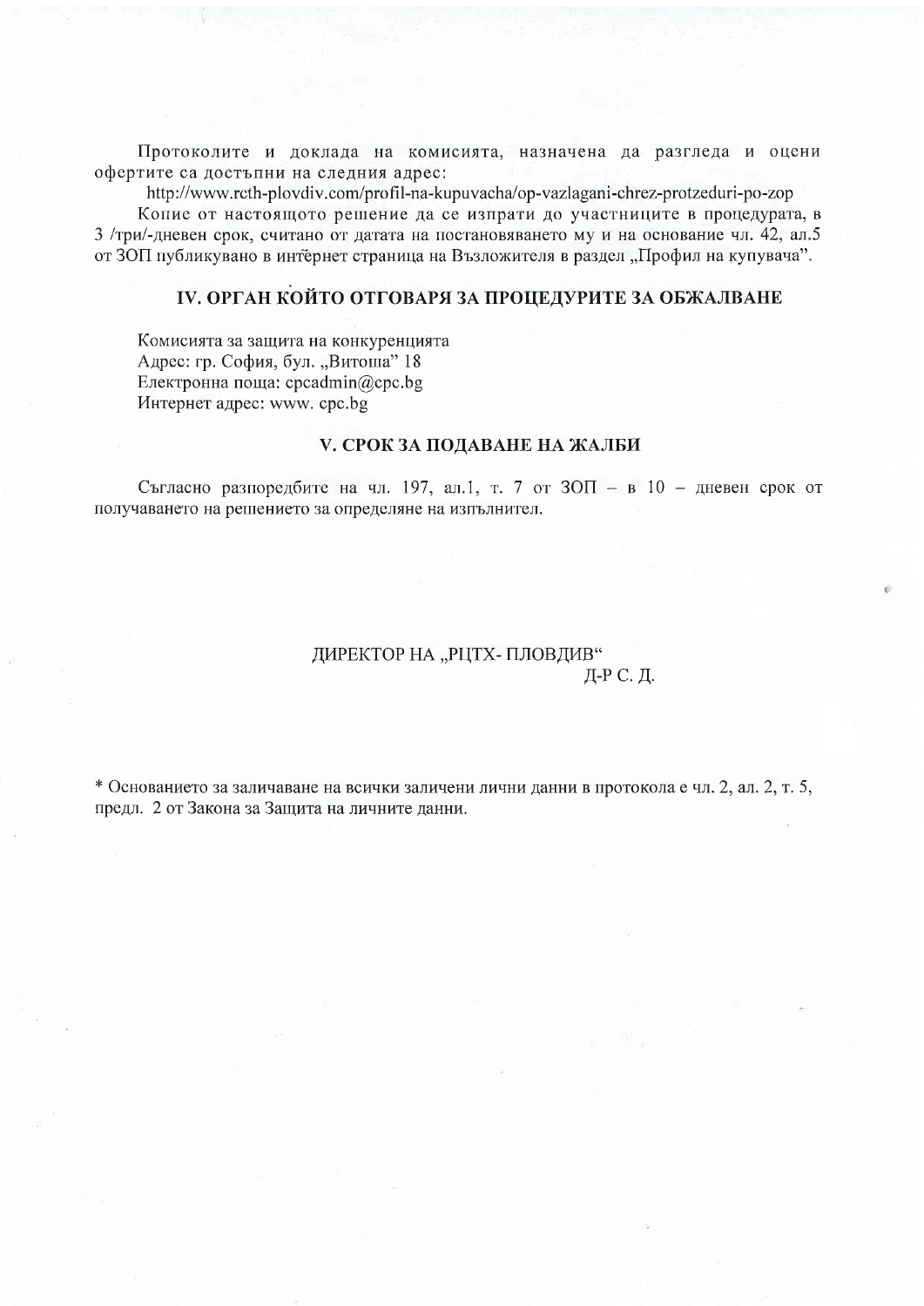Протоколите и доклада на комисията, назначена да разгледа и оцени офертите са достъпни на следния адрес:

http://www.rcth-plovdiv.com/profil-na-kupuvacha/op-vazlagani-chrez-protzeduri-po-zop

Копие от настоящото решение да се изпрати до участниците в процедурата, в 3 /три/-дневен срок, считано от датата на постановяването му и на основание чл. 42, ал.5 от ЗОП публикувано в интернет страница на Възложителя в раздел „Профил на купувача".

## IV. ОРГАН КОЙТО ОТГОВАРЯ ЗА ПРОЦЕДУРИТЕ ЗА ОБЖАЛВАНЕ

Комисията за защита на конкуренцията
Адрес: гр. София, бул. „Витоша" 18
Електронна поща: cpcadmin@cpc.bg
Интернет адрес: www. cpc.bg

## V. СРОК ЗА ПОДАВАНЕ НА ЖАЛБИ

Съгласно разпоредбите на чл. 197, ал.1, т. 7 от ЗОП – в 10 – дневен срок от получаването на решението за определяне на изпълнител.

ДИРЕКТОР НА „РЦТХ- ПЛОВДИВ"
Д-Р С. Д.

* Основанието за заличаване на всички заличени лични данни в протокола е чл. 2, ал. 2, т. 5, предл. 2 от Закона за Защита на личните данни.